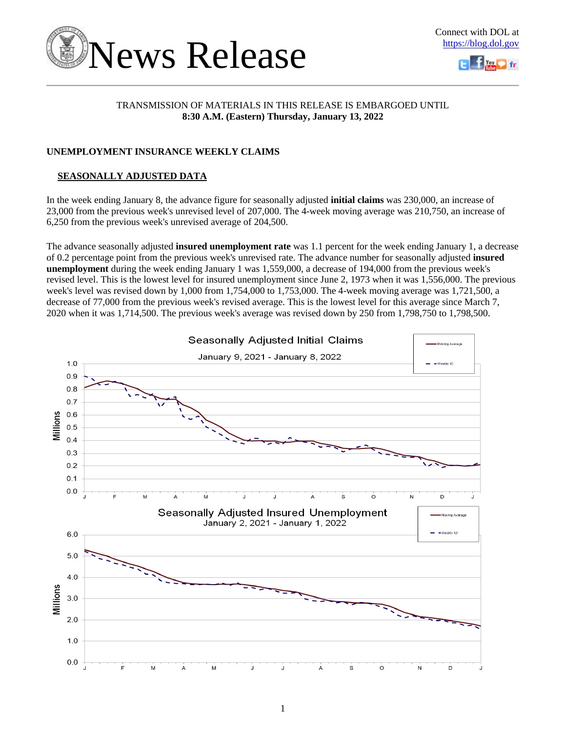# News Release

Connect with DOL at https://blog.dol.gov

TRANSMISSION OF MATERIALS IN THIS RELEASE IS EMBARGOED UNTIL
**8:30 A.M. (Eastern) Thursday, January 13, 2022**

## UNEMPLOYMENT INSURANCE WEEKLY CLAIMS

### SEASONALLY ADJUSTED DATA

In the week ending January 8, the advance figure for seasonally adjusted **initial claims** was 230,000, an increase of 23,000 from the previous week's unrevised level of 207,000. The 4-week moving average was 210,750, an increase of 6,250 from the previous week's unrevised average of 204,500.

The advance seasonally adjusted **insured unemployment rate** was 1.1 percent for the week ending January 1, a decrease of 0.2 percentage point from the previous week's unrevised rate. The advance number for seasonally adjusted **insured unemployment** during the week ending January 1 was 1,559,000, a decrease of 194,000 from the previous week's revised level. This is the lowest level for insured unemployment since June 2, 1973 when it was 1,556,000. The previous week's level was revised down by 1,000 from 1,754,000 to 1,753,000. The 4-week moving average was 1,721,500, a decrease of 77,000 from the previous week's revised average. This is the lowest level for this average since March 7, 2020 when it was 1,714,500. The previous week's average was revised down by 250 from 1,798,750 to 1,798,500.

Seasonally Adjusted Initial Claims
January 9, 2021 - January 8, 2022

Seasonally Adjusted Insured Unemployment
January 2, 2021 - January 1, 2022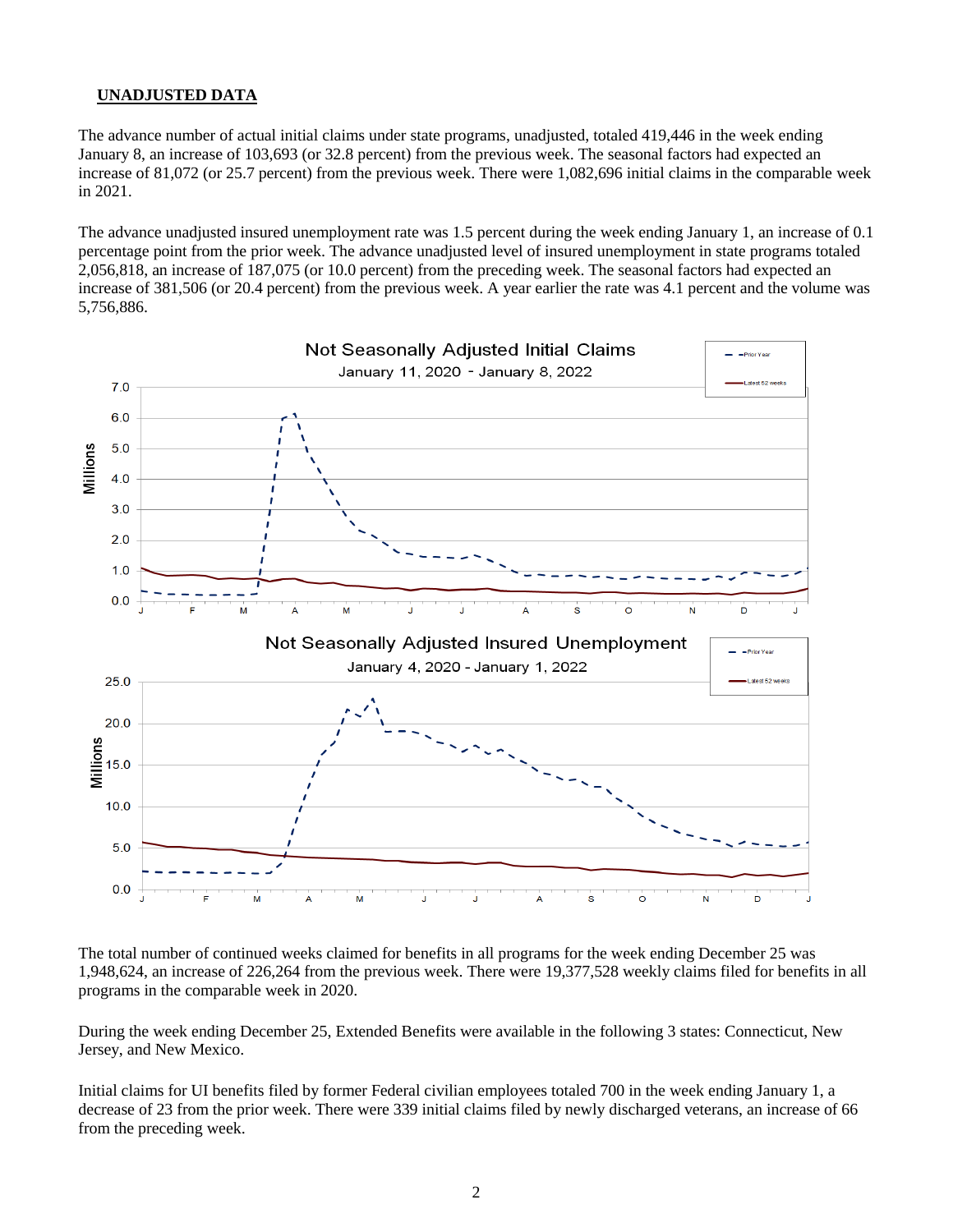## UNADJUSTED DATA

The advance number of actual initial claims under state programs, unadjusted, totaled 419,446 in the week ending January 8, an increase of 103,693 (or 32.8 percent) from the previous week. The seasonal factors had expected an increase of 81,072 (or 25.7 percent) from the previous week. There were 1,082,696 initial claims in the comparable week in 2021.

The advance unadjusted insured unemployment rate was 1.5 percent during the week ending January 1, an increase of 0.1 percentage point from the prior week. The advance unadjusted level of insured unemployment in state programs totaled 2,056,818, an increase of 187,075 (or 10.0 percent) from the preceding week. The seasonal factors had expected an increase of 381,506 (or 20.4 percent) from the previous week. A year earlier the rate was 4.1 percent and the volume was 5,756,886.

Not Seasonally Adjusted Initial Claims

January 11, 2020 - January 8, 2022

Not Seasonally Adjusted Insured Unemployment

January 4, 2020 - January 1, 2022

The total number of continued weeks claimed for benefits in all programs for the week ending December 25 was 1,948,624, an increase of 226,264 from the previous week. There were 19,377,528 weekly claims filed for benefits in all programs in the comparable week in 2020.

During the week ending December 25, Extended Benefits were available in the following 3 states: Connecticut, New Jersey, and New Mexico.

Initial claims for UI benefits filed by former Federal civilian employees totaled 700 in the week ending January 1, a decrease of 23 from the prior week. There were 339 initial claims filed by newly discharged veterans, an increase of 66 from the preceding week.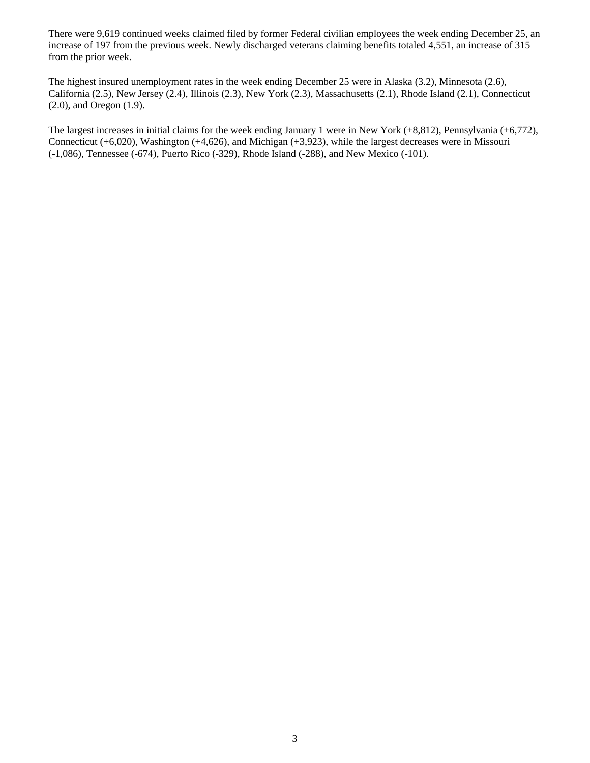There were 9,619 continued weeks claimed filed by former Federal civilian employees the week ending December 25, an increase of 197 from the previous week. Newly discharged veterans claiming benefits totaled 4,551, an increase of 315 from the prior week.

The highest insured unemployment rates in the week ending December 25 were in Alaska (3.2), Minnesota (2.6), California (2.5), New Jersey (2.4), Illinois (2.3), New York (2.3), Massachusetts (2.1), Rhode Island (2.1), Connecticut (2.0), and Oregon (1.9).

The largest increases in initial claims for the week ending January 1 were in New York (+8,812), Pennsylvania (+6,772), Connecticut (+6,020), Washington (+4,626), and Michigan (+3,923), while the largest decreases were in Missouri (-1,086), Tennessee (-674), Puerto Rico (-329), Rhode Island (-288), and New Mexico (-101).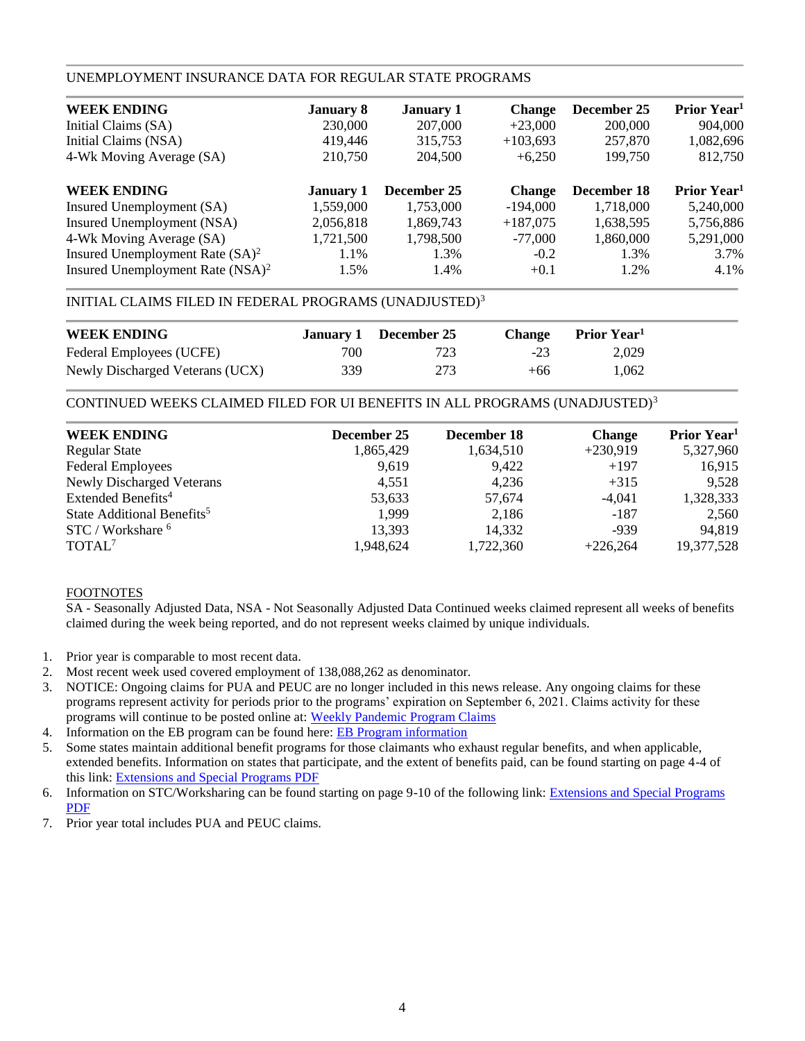## UNEMPLOYMENT INSURANCE DATA FOR REGULAR STATE PROGRAMS

| WEEK ENDING | January 8 | January 1 | Change | December 25 | Prior Year[1] |
|---|---|---|---|---|---|
| Initial Claims (SA) | 230,000 | 207,000 | +23,000 | 200,000 | 904,000 |
| Initial Claims (NSA) | 419,446 | 315,753 | +103,693 | 257,870 | 1,082,696 |
| 4-Wk Moving Average (SA) | 210,750 | 204,500 | +6,250 | 199,750 | 812,750 |

| WEEK ENDING | January 1 | December 25 | Change | December 18 | Prior Year[1] |
|---|---|---|---|---|---|
| Insured Unemployment (SA) | 1,559,000 | 1,753,000 | -194,000 | 1,718,000 | 5,240,000 |
| Insured Unemployment (NSA) | 2,056,818 | 1,869,743 | +187,075 | 1,638,595 | 5,756,886 |
| 4-Wk Moving Average (SA) | 1,721,500 | 1,798,500 | -77,000 | 1,860,000 | 5,291,000 |
| Insured Unemployment Rate (SA)[2] | 1.1% | 1.3% | -0.2 | 1.3% | 3.7% |
| Insured Unemployment Rate (NSA)[2] | 1.5% | 1.4% | +0.1 | 1.2% | 4.1% |

## INITIAL CLAIMS FILED IN FEDERAL PROGRAMS (UNADJUSTED)[3]

| WEEK ENDING | January 1 | December 25 | Change | Prior Year[1] |
|---|---|---|---|---|
| Federal Employees (UCFE) | 700 | 723 | -23 | 2,029 |
| Newly Discharged Veterans (UCX) | 339 | 273 | +66 | 1,062 |

## CONTINUED WEEKS CLAIMED FILED FOR UI BENEFITS IN ALL PROGRAMS (UNADJUSTED)[3]

| WEEK ENDING | December 25 | December 18 | Change | Prior Year[1] |
|---|---|---|---|---|
| Regular State | 1,865,429 | 1,634,510 | +230,919 | 5,327,960 |
| Federal Employees | 9,619 | 9,422 | +197 | 16,915 |
| Newly Discharged Veterans | 4,551 | 4,236 | +315 | 9,528 |
| Extended Benefits[4] | 53,633 | 57,674 | -4,041 | 1,328,333 |
| State Additional Benefits[5] | 1,999 | 2,186 | -187 | 2,560 |
| STC / Workshare [6] | 13,393 | 14,332 | -939 | 94,819 |
| TOTAL[7] | 1,948,624 | 1,722,360 | +226,264 | 19,377,528 |

FOOTNOTES

SA - Seasonally Adjusted Data, NSA - Not Seasonally Adjusted Data Continued weeks claimed represent all weeks of benefits claimed during the week being reported, and do not represent weeks claimed by unique individuals.

1. Prior year is comparable to most recent data.
2. Most recent week used covered employment of 138,088,262 as denominator.
3. NOTICE: Ongoing claims for PUA and PEUC are no longer included in this news release. Any ongoing claims for these programs represent activity for periods prior to the programs' expiration on September 6, 2021. Claims activity for these programs will continue to be posted online at: Weekly Pandemic Program Claims
4. Information on the EB program can be found here: EB Program information
5. Some states maintain additional benefit programs for those claimants who exhaust regular benefits, and when applicable, extended benefits. Information on states that participate, and the extent of benefits paid, can be found starting on page 4-4 of this link: Extensions and Special Programs PDF
6. Information on STC/Worksharing can be found starting on page 9-10 of the following link: Extensions and Special Programs PDF
7. Prior year total includes PUA and PEUC claims.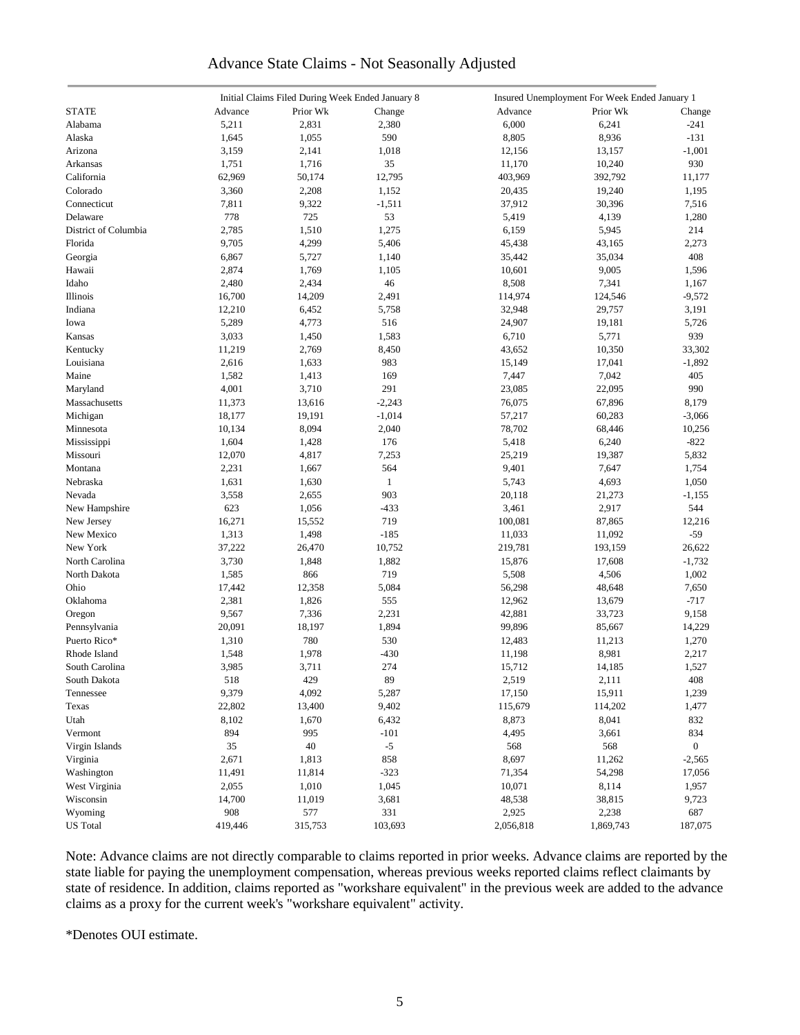# Advance State Claims - Not Seasonally Adjusted

| STATE | Initial Claims Filed During Week Ended January 8 | | | Insured Unemployment For Week Ended January 1 | | |
|---|---|---|---|---|---|---|
| | Advance | Prior Wk | Change | Advance | Prior Wk | Change |
| Alabama | 5,211 | 2,831 | 2,380 | 6,000 | 6,241 | -241 |
| Alaska | 1,645 | 1,055 | 590 | 8,805 | 8,936 | -131 |
| Arizona | 3,159 | 2,141 | 1,018 | 12,156 | 13,157 | -1,001 |
| Arkansas | 1,751 | 1,716 | 35 | 11,170 | 10,240 | 930 |
| California | 62,969 | 50,174 | 12,795 | 403,969 | 392,792 | 11,177 |
| Colorado | 3,360 | 2,208 | 1,152 | 20,435 | 19,240 | 1,195 |
| Connecticut | 7,811 | 9,322 | -1,511 | 37,912 | 30,396 | 7,516 |
| Delaware | 778 | 725 | 53 | 5,419 | 4,139 | 1,280 |
| District of Columbia | 2,785 | 1,510 | 1,275 | 6,159 | 5,945 | 214 |
| Florida | 9,705 | 4,299 | 5,406 | 45,438 | 43,165 | 2,273 |
| Georgia | 6,867 | 5,727 | 1,140 | 35,442 | 35,034 | 408 |
| Hawaii | 2,874 | 1,769 | 1,105 | 10,601 | 9,005 | 1,596 |
| Idaho | 2,480 | 2,434 | 46 | 8,508 | 7,341 | 1,167 |
| Illinois | 16,700 | 14,209 | 2,491 | 114,974 | 124,546 | -9,572 |
| Indiana | 12,210 | 6,452 | 5,758 | 32,948 | 29,757 | 3,191 |
| Iowa | 5,289 | 4,773 | 516 | 24,907 | 19,181 | 5,726 |
| Kansas | 3,033 | 1,450 | 1,583 | 6,710 | 5,771 | 939 |
| Kentucky | 11,219 | 2,769 | 8,450 | 43,652 | 10,350 | 33,302 |
| Louisiana | 2,616 | 1,633 | 983 | 15,149 | 17,041 | -1,892 |
| Maine | 1,582 | 1,413 | 169 | 7,447 | 7,042 | 405 |
| Maryland | 4,001 | 3,710 | 291 | 23,085 | 22,095 | 990 |
| Massachusetts | 11,373 | 13,616 | -2,243 | 76,075 | 67,896 | 8,179 |
| Michigan | 18,177 | 19,191 | -1,014 | 57,217 | 60,283 | -3,066 |
| Minnesota | 10,134 | 8,094 | 2,040 | 78,702 | 68,446 | 10,256 |
| Mississippi | 1,604 | 1,428 | 176 | 5,418 | 6,240 | -822 |
| Missouri | 12,070 | 4,817 | 7,253 | 25,219 | 19,387 | 5,832 |
| Montana | 2,231 | 1,667 | 564 | 9,401 | 7,647 | 1,754 |
| Nebraska | 1,631 | 1,630 | 1 | 5,743 | 4,693 | 1,050 |
| Nevada | 3,558 | 2,655 | 903 | 20,118 | 21,273 | -1,155 |
| New Hampshire | 623 | 1,056 | -433 | 3,461 | 2,917 | 544 |
| New Jersey | 16,271 | 15,552 | 719 | 100,081 | 87,865 | 12,216 |
| New Mexico | 1,313 | 1,498 | -185 | 11,033 | 11,092 | -59 |
| New York | 37,222 | 26,470 | 10,752 | 219,781 | 193,159 | 26,622 |
| North Carolina | 3,730 | 1,848 | 1,882 | 15,876 | 17,608 | -1,732 |
| North Dakota | 1,585 | 866 | 719 | 5,508 | 4,506 | 1,002 |
| Ohio | 17,442 | 12,358 | 5,084 | 56,298 | 48,648 | 7,650 |
| Oklahoma | 2,381 | 1,826 | 555 | 12,962 | 13,679 | -717 |
| Oregon | 9,567 | 7,336 | 2,231 | 42,881 | 33,723 | 9,158 |
| Pennsylvania | 20,091 | 18,197 | 1,894 | 99,896 | 85,667 | 14,229 |
| Puerto Rico* | 1,310 | 780 | 530 | 12,483 | 11,213 | 1,270 |
| Rhode Island | 1,548 | 1,978 | -430 | 11,198 | 8,981 | 2,217 |
| South Carolina | 3,985 | 3,711 | 274 | 15,712 | 14,185 | 1,527 |
| South Dakota | 518 | 429 | 89 | 2,519 | 2,111 | 408 |
| Tennessee | 9,379 | 4,092 | 5,287 | 17,150 | 15,911 | 1,239 |
| Texas | 22,802 | 13,400 | 9,402 | 115,679 | 114,202 | 1,477 |
| Utah | 8,102 | 1,670 | 6,432 | 8,873 | 8,041 | 832 |
| Vermont | 894 | 995 | -101 | 4,495 | 3,661 | 834 |
| Virgin Islands | 35 | 40 | -5 | 568 | 568 | 0 |
| Virginia | 2,671 | 1,813 | 858 | 8,697 | 11,262 | -2,565 |
| Washington | 11,491 | 11,814 | -323 | 71,354 | 54,298 | 17,056 |
| West Virginia | 2,055 | 1,010 | 1,045 | 10,071 | 8,114 | 1,957 |
| Wisconsin | 14,700 | 11,019 | 3,681 | 48,538 | 38,815 | 9,723 |
| Wyoming | 908 | 577 | 331 | 2,925 | 2,238 | 687 |
| US Total | 419,446 | 315,753 | 103,693 | 2,056,818 | 1,869,743 | 187,075 |

Note: Advance claims are not directly comparable to claims reported in prior weeks. Advance claims are reported by the state liable for paying the unemployment compensation, whereas previous weeks reported claims reflect claimants by state of residence. In addition, claims reported as "workshare equivalent" in the previous week are added to the advance claims as a proxy for the current week's "workshare equivalent" activity.

*Denotes OUI estimate.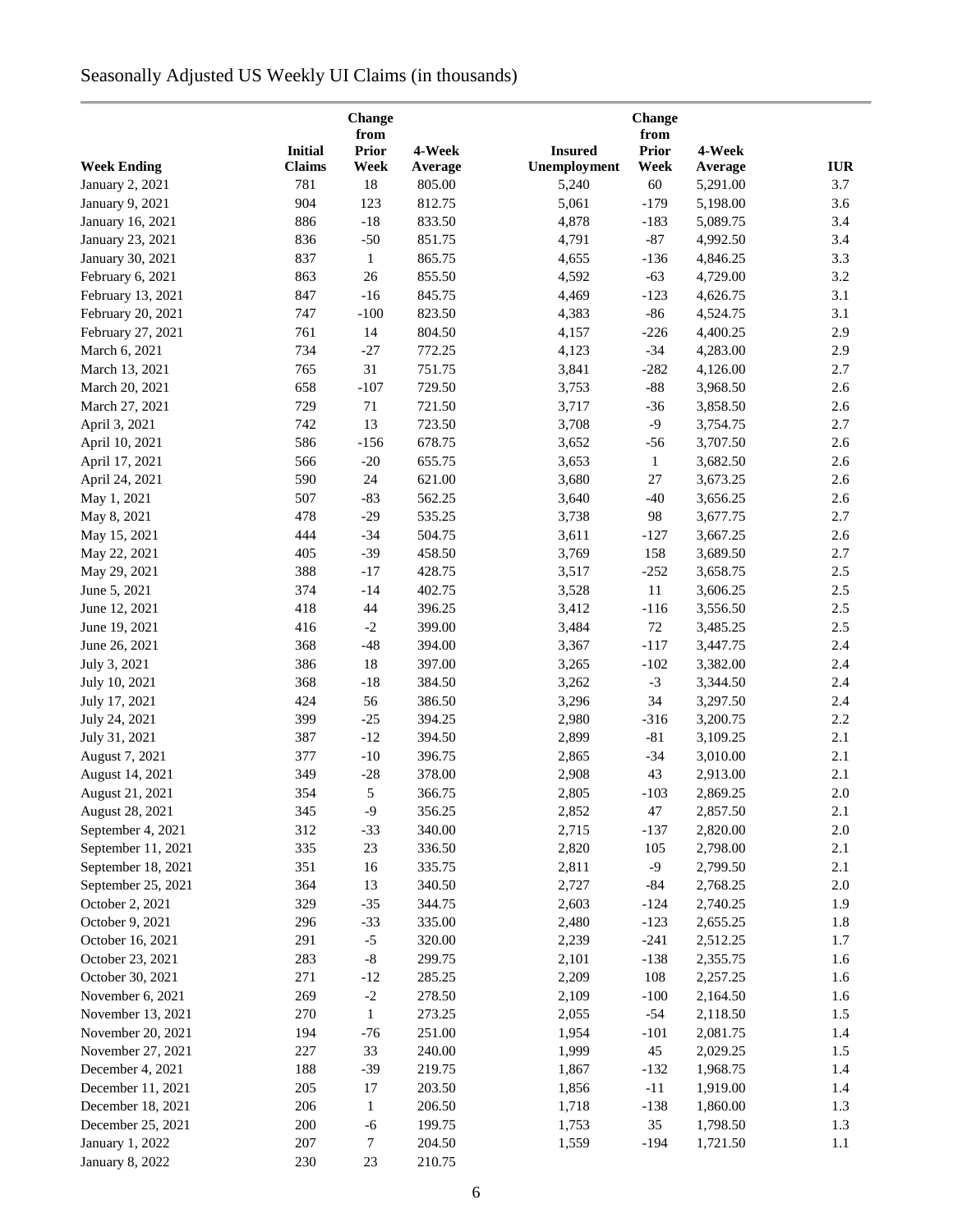# Seasonally Adjusted US Weekly UI Claims (in thousands)

| Week Ending | Initial Claims | Change from Prior Week | 4-Week Average | Insured Unemployment | Change from Prior Week | 4-Week Average | IUR |
|---|---|---|---|---|---|---|---|
| January 2, 2021 | 781 | 18 | 805.00 | 5,240 | 60 | 5,291.00 | 3.7 |
| January 9, 2021 | 904 | 123 | 812.75 | 5,061 | -179 | 5,198.00 | 3.6 |
| January 16, 2021 | 886 | -18 | 833.50 | 4,878 | -183 | 5,089.75 | 3.4 |
| January 23, 2021 | 836 | -50 | 851.75 | 4,791 | -87 | 4,992.50 | 3.4 |
| January 30, 2021 | 837 | 1 | 865.75 | 4,655 | -136 | 4,846.25 | 3.3 |
| February 6, 2021 | 863 | 26 | 855.50 | 4,592 | -63 | 4,729.00 | 3.2 |
| February 13, 2021 | 847 | -16 | 845.75 | 4,469 | -123 | 4,626.75 | 3.1 |
| February 20, 2021 | 747 | -100 | 823.50 | 4,383 | -86 | 4,524.75 | 3.1 |
| February 27, 2021 | 761 | 14 | 804.50 | 4,157 | -226 | 4,400.25 | 2.9 |
| March 6, 2021 | 734 | -27 | 772.25 | 4,123 | -34 | 4,283.00 | 2.9 |
| March 13, 2021 | 765 | 31 | 751.75 | 3,841 | -282 | 4,126.00 | 2.7 |
| March 20, 2021 | 658 | -107 | 729.50 | 3,753 | -88 | 3,968.50 | 2.6 |
| March 27, 2021 | 729 | 71 | 721.50 | 3,717 | -36 | 3,858.50 | 2.6 |
| April 3, 2021 | 742 | 13 | 723.50 | 3,708 | -9 | 3,754.75 | 2.7 |
| April 10, 2021 | 586 | -156 | 678.75 | 3,652 | -56 | 3,707.50 | 2.6 |
| April 17, 2021 | 566 | -20 | 655.75 | 3,653 | 1 | 3,682.50 | 2.6 |
| April 24, 2021 | 590 | 24 | 621.00 | 3,680 | 27 | 3,673.25 | 2.6 |
| May 1, 2021 | 507 | -83 | 562.25 | 3,640 | -40 | 3,656.25 | 2.6 |
| May 8, 2021 | 478 | -29 | 535.25 | 3,738 | 98 | 3,677.75 | 2.7 |
| May 15, 2021 | 444 | -34 | 504.75 | 3,611 | -127 | 3,667.25 | 2.6 |
| May 22, 2021 | 405 | -39 | 458.50 | 3,769 | 158 | 3,689.50 | 2.7 |
| May 29, 2021 | 388 | -17 | 428.75 | 3,517 | -252 | 3,658.75 | 2.5 |
| June 5, 2021 | 374 | -14 | 402.75 | 3,528 | 11 | 3,606.25 | 2.5 |
| June 12, 2021 | 418 | 44 | 396.25 | 3,412 | -116 | 3,556.50 | 2.5 |
| June 19, 2021 | 416 | -2 | 399.00 | 3,484 | 72 | 3,485.25 | 2.5 |
| June 26, 2021 | 368 | -48 | 394.00 | 3,367 | -117 | 3,447.75 | 2.4 |
| July 3, 2021 | 386 | 18 | 397.00 | 3,265 | -102 | 3,382.00 | 2.4 |
| July 10, 2021 | 368 | -18 | 384.50 | 3,262 | -3 | 3,344.50 | 2.4 |
| July 17, 2021 | 424 | 56 | 386.50 | 3,296 | 34 | 3,297.50 | 2.4 |
| July 24, 2021 | 399 | -25 | 394.25 | 2,980 | -316 | 3,200.75 | 2.2 |
| July 31, 2021 | 387 | -12 | 394.50 | 2,899 | -81 | 3,109.25 | 2.1 |
| August 7, 2021 | 377 | -10 | 396.75 | 2,865 | -34 | 3,010.00 | 2.1 |
| August 14, 2021 | 349 | -28 | 378.00 | 2,908 | 43 | 2,913.00 | 2.1 |
| August 21, 2021 | 354 | 5 | 366.75 | 2,805 | -103 | 2,869.25 | 2.0 |
| August 28, 2021 | 345 | -9 | 356.25 | 2,852 | 47 | 2,857.50 | 2.1 |
| September 4, 2021 | 312 | -33 | 340.00 | 2,715 | -137 | 2,820.00 | 2.0 |
| September 11, 2021 | 335 | 23 | 336.50 | 2,820 | 105 | 2,798.00 | 2.1 |
| September 18, 2021 | 351 | 16 | 335.75 | 2,811 | -9 | 2,799.50 | 2.1 |
| September 25, 2021 | 364 | 13 | 340.50 | 2,727 | -84 | 2,768.25 | 2.0 |
| October 2, 2021 | 329 | -35 | 344.75 | 2,603 | -124 | 2,740.25 | 1.9 |
| October 9, 2021 | 296 | -33 | 335.00 | 2,480 | -123 | 2,655.25 | 1.8 |
| October 16, 2021 | 291 | -5 | 320.00 | 2,239 | -241 | 2,512.25 | 1.7 |
| October 23, 2021 | 283 | -8 | 299.75 | 2,101 | -138 | 2,355.75 | 1.6 |
| October 30, 2021 | 271 | -12 | 285.25 | 2,209 | 108 | 2,257.25 | 1.6 |
| November 6, 2021 | 269 | -2 | 278.50 | 2,109 | -100 | 2,164.50 | 1.6 |
| November 13, 2021 | 270 | 1 | 273.25 | 2,055 | -54 | 2,118.50 | 1.5 |
| November 20, 2021 | 194 | -76 | 251.00 | 1,954 | -101 | 2,081.75 | 1.4 |
| November 27, 2021 | 227 | 33 | 240.00 | 1,999 | 45 | 2,029.25 | 1.5 |
| December 4, 2021 | 188 | -39 | 219.75 | 1,867 | -132 | 1,968.75 | 1.4 |
| December 11, 2021 | 205 | 17 | 203.50 | 1,856 | -11 | 1,919.00 | 1.4 |
| December 18, 2021 | 206 | 1 | 206.50 | 1,718 | -138 | 1,860.00 | 1.3 |
| December 25, 2021 | 200 | -6 | 199.75 | 1,753 | 35 | 1,798.50 | 1.3 |
| January 1, 2022 | 207 | 7 | 204.50 | 1,559 | -194 | 1,721.50 | 1.1 |
| January 8, 2022 | 230 | 23 | 210.75 | | | | |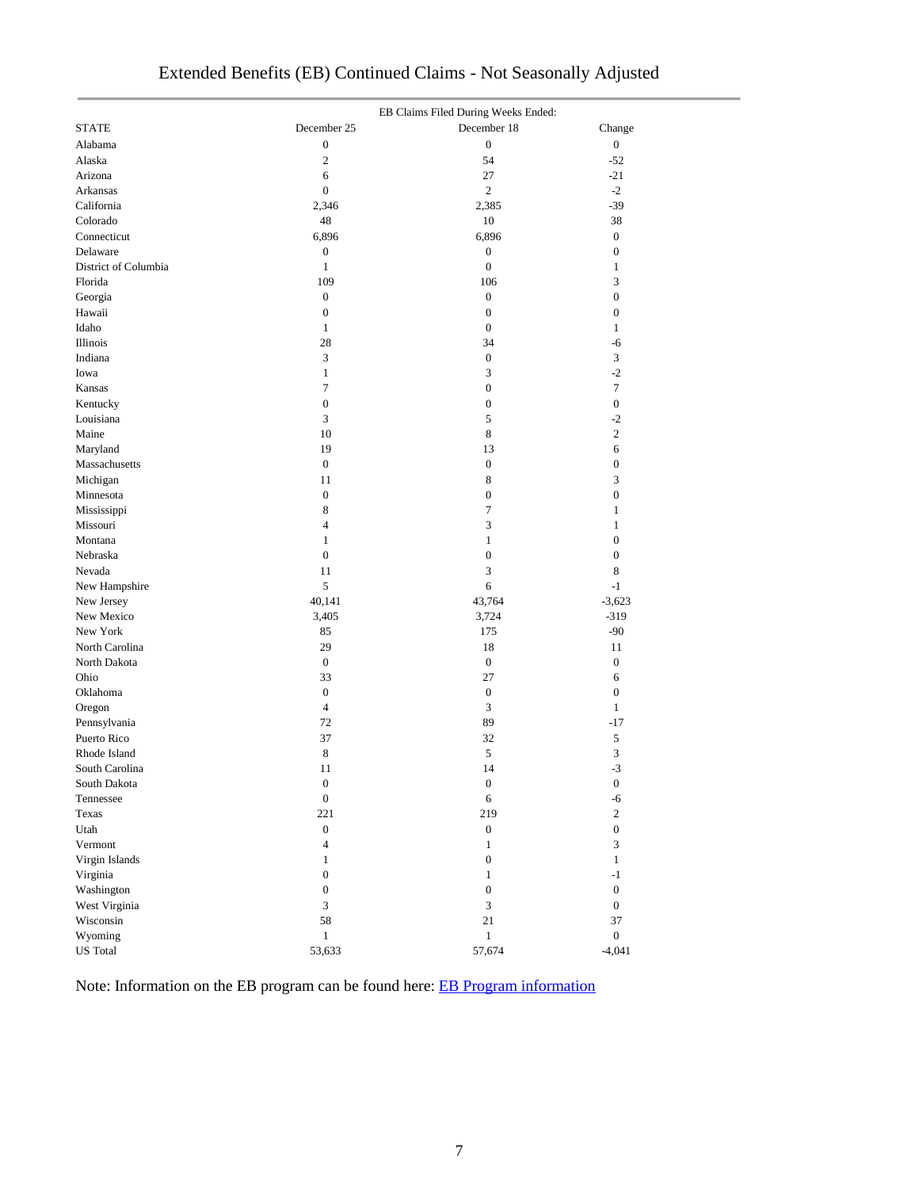# Extended Benefits (EB) Continued Claims - Not Seasonally Adjusted

| STATE | EB Claims Filed During Weeks Ended: December 25 | December 18 | Change |
|---|---|---|---|
| Alabama | 0 | 0 | 0 |
| Alaska | 2 | 54 | -52 |
| Arizona | 6 | 27 | -21 |
| Arkansas | 0 | 2 | -2 |
| California | 2,346 | 2,385 | -39 |
| Colorado | 48 | 10 | 38 |
| Connecticut | 6,896 | 6,896 | 0 |
| Delaware | 0 | 0 | 0 |
| District of Columbia | 1 | 0 | 1 |
| Florida | 109 | 106 | 3 |
| Georgia | 0 | 0 | 0 |
| Hawaii | 0 | 0 | 0 |
| Idaho | 1 | 0 | 1 |
| Illinois | 28 | 34 | -6 |
| Indiana | 3 | 0 | 3 |
| Iowa | 1 | 3 | -2 |
| Kansas | 7 | 0 | 7 |
| Kentucky | 0 | 0 | 0 |
| Louisiana | 3 | 5 | -2 |
| Maine | 10 | 8 | 2 |
| Maryland | 19 | 13 | 6 |
| Massachusetts | 0 | 0 | 0 |
| Michigan | 11 | 8 | 3 |
| Minnesota | 0 | 0 | 0 |
| Mississippi | 8 | 7 | 1 |
| Missouri | 4 | 3 | 1 |
| Montana | 1 | 1 | 0 |
| Nebraska | 0 | 0 | 0 |
| Nevada | 11 | 3 | 8 |
| New Hampshire | 5 | 6 | -1 |
| New Jersey | 40,141 | 43,764 | -3,623 |
| New Mexico | 3,405 | 3,724 | -319 |
| New York | 85 | 175 | -90 |
| North Carolina | 29 | 18 | 11 |
| North Dakota | 0 | 0 | 0 |
| Ohio | 33 | 27 | 6 |
| Oklahoma | 0 | 0 | 0 |
| Oregon | 4 | 3 | 1 |
| Pennsylvania | 72 | 89 | -17 |
| Puerto Rico | 37 | 32 | 5 |
| Rhode Island | 8 | 5 | 3 |
| South Carolina | 11 | 14 | -3 |
| South Dakota | 0 | 0 | 0 |
| Tennessee | 0 | 6 | -6 |
| Texas | 221 | 219 | 2 |
| Utah | 0 | 0 | 0 |
| Vermont | 4 | 1 | 3 |
| Virgin Islands | 1 | 0 | 1 |
| Virginia | 0 | 1 | -1 |
| Washington | 0 | 0 | 0 |
| West Virginia | 3 | 3 | 0 |
| Wisconsin | 58 | 21 | 37 |
| Wyoming | 1 | 1 | 0 |
| US Total | 53,633 | 57,674 | -4,041 |

Note: Information on the EB program can be found here: EB Program information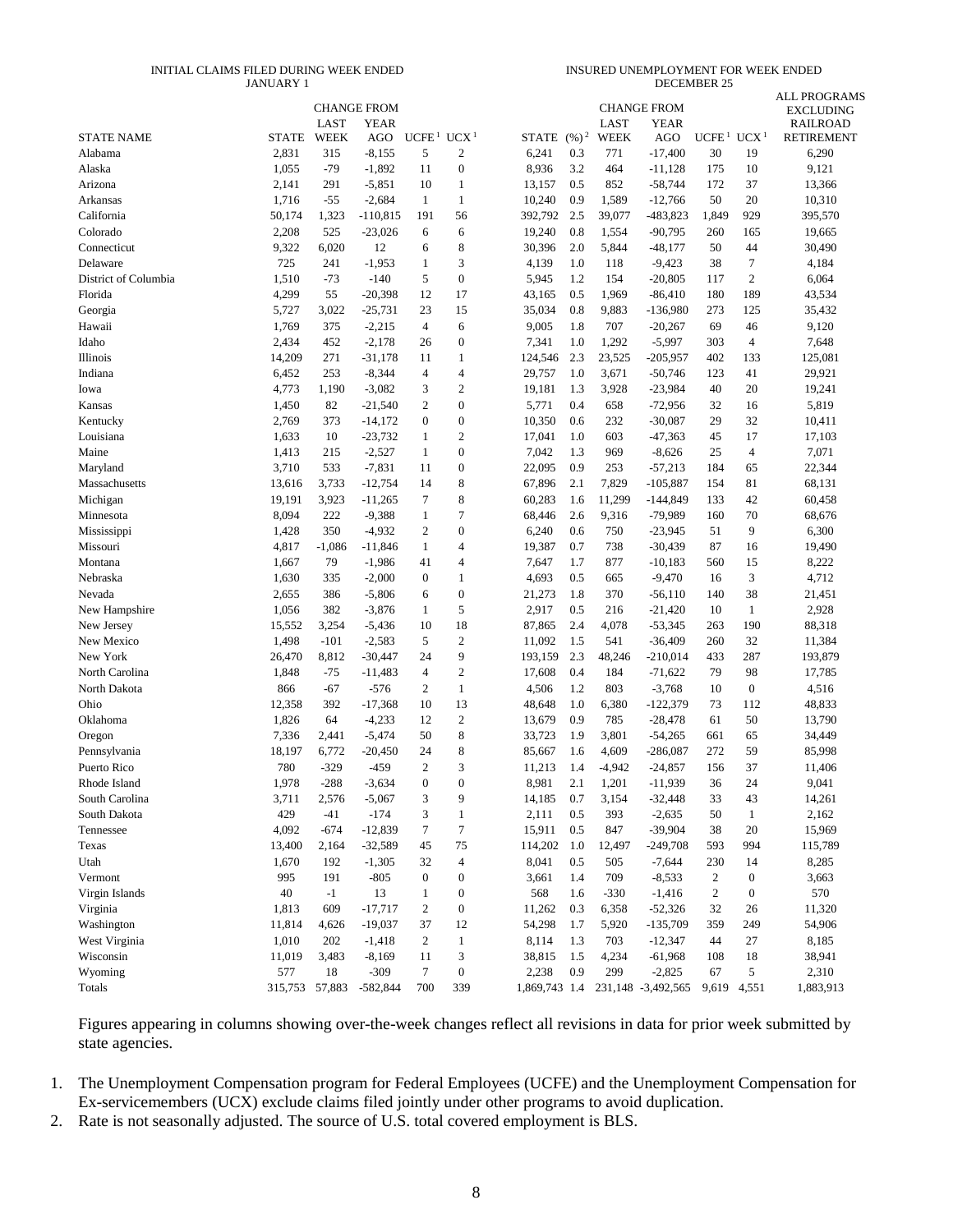| | INITIAL CLAIMS FILED DURING WEEK ENDED JANUARY 1 | | | | | INSURED UNEMPLOYMENT FOR WEEK ENDED DECEMBER 25 | | | | | | |
|---|---|---|---|---|---|---|---|---|---|---|---|---|
| | | CHANGE FROM | | | | | | CHANGE FROM | | | | ALL PROGRAMS EXCLUDING RAILROAD RETIREMENT |
| STATE NAME | STATE | LAST WEEK | YEAR AGO | UCFE [1] | UCX [1] | STATE | (%) [2] | LAST WEEK | YEAR AGO | UCFE [1] | UCX [1] | |
| Alabama | 2,831 | 315 | -8,155 | 5 | 2 | 6,241 | 0.3 | 771 | -17,400 | 30 | 19 | 6,290 |
| Alaska | 1,055 | -79 | -1,892 | 11 | 0 | 8,936 | 3.2 | 464 | -11,128 | 175 | 10 | 9,121 |
| Arizona | 2,141 | 291 | -5,851 | 10 | 1 | 13,157 | 0.5 | 852 | -58,744 | 172 | 37 | 13,366 |
| Arkansas | 1,716 | -55 | -2,684 | 1 | 1 | 10,240 | 0.9 | 1,589 | -12,766 | 50 | 20 | 10,310 |
| California | 50,174 | 1,323 | -110,815 | 191 | 56 | 392,792 | 2.5 | 39,077 | -483,823 | 1,849 | 929 | 395,570 |
| Colorado | 2,208 | 525 | -23,026 | 6 | 6 | 19,240 | 0.8 | 1,554 | -90,795 | 260 | 165 | 19,665 |
| Connecticut | 9,322 | 6,020 | 12 | 6 | 8 | 30,396 | 2.0 | 5,844 | -48,177 | 50 | 44 | 30,490 |
| Delaware | 725 | 241 | -1,953 | 1 | 3 | 4,139 | 1.0 | 118 | -9,423 | 38 | 7 | 4,184 |
| District of Columbia | 1,510 | -73 | -140 | 5 | 0 | 5,945 | 1.2 | 154 | -20,805 | 117 | 2 | 6,064 |
| Florida | 4,299 | 55 | -20,398 | 12 | 17 | 43,165 | 0.5 | 1,969 | -86,410 | 180 | 189 | 43,534 |
| Georgia | 5,727 | 3,022 | -25,731 | 23 | 15 | 35,034 | 0.8 | 9,883 | -136,980 | 273 | 125 | 35,432 |
| Hawaii | 1,769 | 375 | -2,215 | 4 | 6 | 9,005 | 1.8 | 707 | -20,267 | 69 | 46 | 9,120 |
| Idaho | 2,434 | 452 | -2,178 | 26 | 0 | 7,341 | 1.0 | 1,292 | -5,997 | 303 | 4 | 7,648 |
| Illinois | 14,209 | 271 | -31,178 | 11 | 1 | 124,546 | 2.3 | 23,525 | -205,957 | 402 | 133 | 125,081 |
| Indiana | 6,452 | 253 | -8,344 | 4 | 4 | 29,757 | 1.0 | 3,671 | -50,746 | 123 | 41 | 29,921 |
| Iowa | 4,773 | 1,190 | -3,082 | 3 | 2 | 19,181 | 1.3 | 3,928 | -23,984 | 40 | 20 | 19,241 |
| Kansas | 1,450 | 82 | -21,540 | 2 | 0 | 5,771 | 0.4 | 658 | -72,956 | 32 | 16 | 5,819 |
| Kentucky | 2,769 | 373 | -14,172 | 0 | 0 | 10,350 | 0.6 | 232 | -30,087 | 29 | 32 | 10,411 |
| Louisiana | 1,633 | 10 | -23,732 | 1 | 2 | 17,041 | 1.0 | 603 | -47,363 | 45 | 17 | 17,103 |
| Maine | 1,413 | 215 | -2,527 | 1 | 0 | 7,042 | 1.3 | 969 | -8,626 | 25 | 4 | 7,071 |
| Maryland | 3,710 | 533 | -7,831 | 11 | 0 | 22,095 | 0.9 | 253 | -57,213 | 184 | 65 | 22,344 |
| Massachusetts | 13,616 | 3,733 | -12,754 | 14 | 8 | 67,896 | 2.1 | 7,829 | -105,887 | 154 | 81 | 68,131 |
| Michigan | 19,191 | 3,923 | -11,265 | 7 | 8 | 60,283 | 1.6 | 11,299 | -144,849 | 133 | 42 | 60,458 |
| Minnesota | 8,094 | 222 | -9,388 | 1 | 7 | 68,446 | 2.6 | 9,316 | -79,989 | 160 | 70 | 68,676 |
| Mississippi | 1,428 | 350 | -4,932 | 2 | 0 | 6,240 | 0.6 | 750 | -23,945 | 51 | 9 | 6,300 |
| Missouri | 4,817 | -1,086 | -11,846 | 1 | 4 | 19,387 | 0.7 | 738 | -30,439 | 87 | 16 | 19,490 |
| Montana | 1,667 | 79 | -1,986 | 41 | 4 | 7,647 | 1.7 | 877 | -10,183 | 560 | 15 | 8,222 |
| Nebraska | 1,630 | 335 | -2,000 | 0 | 1 | 4,693 | 0.5 | 665 | -9,470 | 16 | 3 | 4,712 |
| Nevada | 2,655 | 386 | -5,806 | 6 | 0 | 21,273 | 1.8 | 370 | -56,110 | 140 | 38 | 21,451 |
| New Hampshire | 1,056 | 382 | -3,876 | 1 | 5 | 2,917 | 0.5 | 216 | -21,420 | 10 | 1 | 2,928 |
| New Jersey | 15,552 | 3,254 | -5,436 | 10 | 18 | 87,865 | 2.4 | 4,078 | -53,345 | 263 | 190 | 88,318 |
| New Mexico | 1,498 | -101 | -2,583 | 5 | 2 | 11,092 | 1.5 | 541 | -36,409 | 260 | 32 | 11,384 |
| New York | 26,470 | 8,812 | -30,447 | 24 | 9 | 193,159 | 2.3 | 48,246 | -210,014 | 433 | 287 | 193,879 |
| North Carolina | 1,848 | -75 | -11,483 | 4 | 2 | 17,608 | 0.4 | 184 | -71,622 | 79 | 98 | 17,785 |
| North Dakota | 866 | -67 | -576 | 2 | 1 | 4,506 | 1.2 | 803 | -3,768 | 10 | 0 | 4,516 |
| Ohio | 12,358 | 392 | -17,368 | 10 | 13 | 48,648 | 1.0 | 6,380 | -122,379 | 73 | 112 | 48,833 |
| Oklahoma | 1,826 | 64 | -4,233 | 12 | 2 | 13,679 | 0.9 | 785 | -28,478 | 61 | 50 | 13,790 |
| Oregon | 7,336 | 2,441 | -5,474 | 50 | 8 | 33,723 | 1.9 | 3,801 | -54,265 | 661 | 65 | 34,449 |
| Pennsylvania | 18,197 | 6,772 | -20,450 | 24 | 8 | 85,667 | 1.6 | 4,609 | -286,087 | 272 | 59 | 85,998 |
| Puerto Rico | 780 | -329 | -459 | 2 | 3 | 11,213 | 1.4 | -4,942 | -24,857 | 156 | 37 | 11,406 |
| Rhode Island | 1,978 | -288 | -3,634 | 0 | 0 | 8,981 | 2.1 | 1,201 | -11,939 | 36 | 24 | 9,041 |
| South Carolina | 3,711 | 2,576 | -5,067 | 3 | 9 | 14,185 | 0.7 | 3,154 | -32,448 | 33 | 43 | 14,261 |
| South Dakota | 429 | -41 | -174 | 3 | 1 | 2,111 | 0.5 | 393 | -2,635 | 50 | 1 | 2,162 |
| Tennessee | 4,092 | -674 | -12,839 | 7 | 7 | 15,911 | 0.5 | 847 | -39,904 | 38 | 20 | 15,969 |
| Texas | 13,400 | 2,164 | -32,589 | 45 | 75 | 114,202 | 1.0 | 12,497 | -249,708 | 593 | 994 | 115,789 |
| Utah | 1,670 | 192 | -1,305 | 32 | 4 | 8,041 | 0.5 | 505 | -7,644 | 230 | 14 | 8,285 |
| Vermont | 995 | 191 | -805 | 0 | 0 | 3,661 | 1.4 | 709 | -8,533 | 2 | 0 | 3,663 |
| Virgin Islands | 40 | -1 | 13 | 1 | 0 | 568 | 1.6 | -330 | -1,416 | 2 | 0 | 570 |
| Virginia | 1,813 | 609 | -17,717 | 2 | 0 | 11,262 | 0.3 | 6,358 | -52,326 | 32 | 26 | 11,320 |
| Washington | 11,814 | 4,626 | -19,037 | 37 | 12 | 54,298 | 1.7 | 5,920 | -135,709 | 359 | 249 | 54,906 |
| West Virginia | 1,010 | 202 | -1,418 | 2 | 1 | 8,114 | 1.3 | 703 | -12,347 | 44 | 27 | 8,185 |
| Wisconsin | 11,019 | 3,483 | -8,169 | 11 | 3 | 38,815 | 1.5 | 4,234 | -61,968 | 108 | 18 | 38,941 |
| Wyoming | 577 | 18 | -309 | 7 | 0 | 2,238 | 0.9 | 299 | -2,825 | 67 | 5 | 2,310 |
| Totals | 315,753 | 57,883 | -582,844 | 700 | 339 | 1,869,743 | 1.4 | 231,148 | -3,492,565 | 9,619 | 4,551 | 1,883,913 |

Figures appearing in columns showing over-the-week changes reflect all revisions in data for prior week submitted by state agencies.

1. The Unemployment Compensation program for Federal Employees (UCFE) and the Unemployment Compensation for Ex-servicemembers (UCX) exclude claims filed jointly under other programs to avoid duplication.
2. Rate is not seasonally adjusted. The source of U.S. total covered employment is BLS.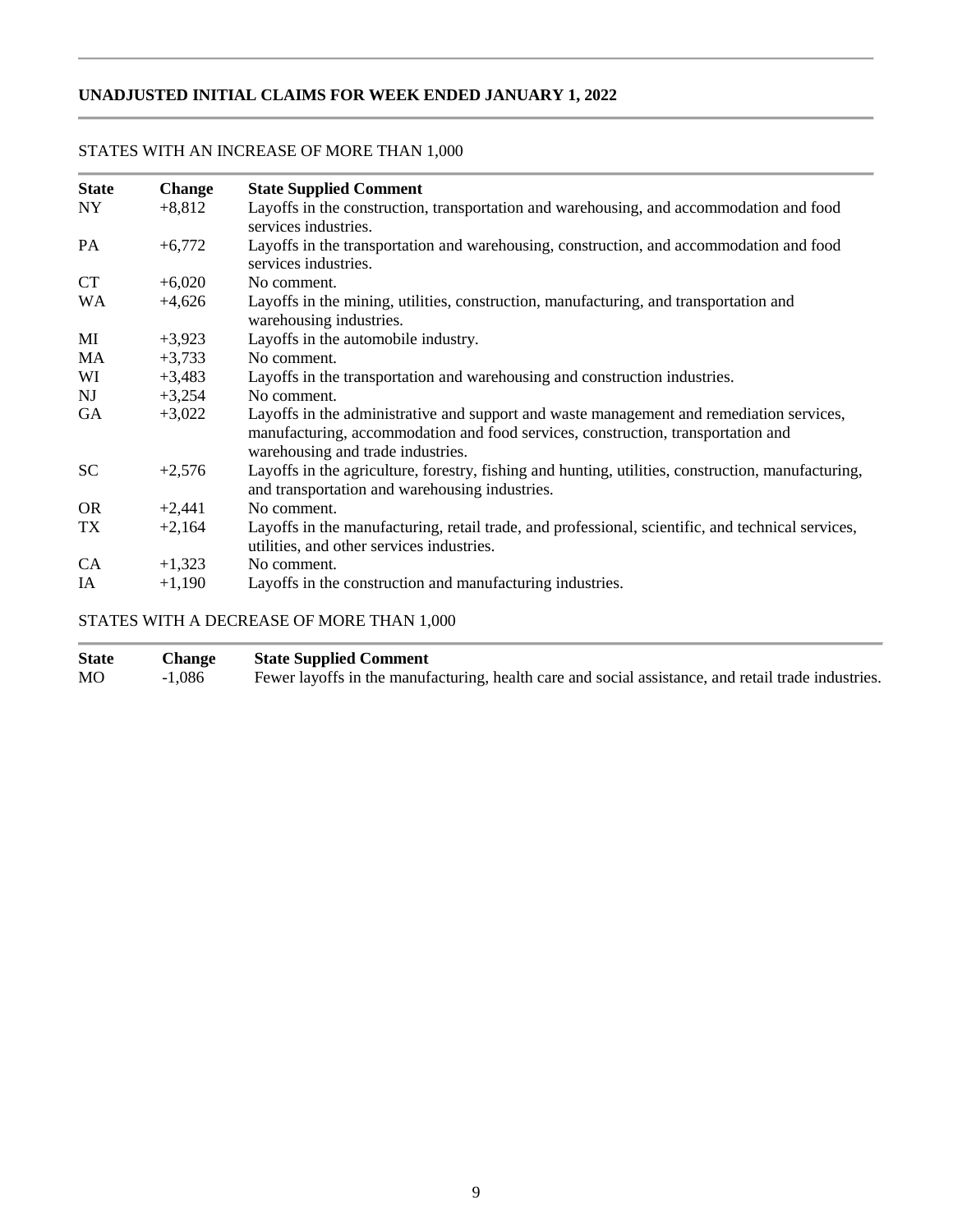## UNADJUSTED INITIAL CLAIMS FOR WEEK ENDED JANUARY 1, 2022

STATES WITH AN INCREASE OF MORE THAN 1,000

| State | Change | State Supplied Comment |
|---|---|---|
| NY | +8,812 | Layoffs in the construction, transportation and warehousing, and accommodation and food services industries. |
| PA | +6,772 | Layoffs in the transportation and warehousing, construction, and accommodation and food services industries. |
| CT | +6,020 | No comment. |
| WA | +4,626 | Layoffs in the mining, utilities, construction, manufacturing, and transportation and warehousing industries. |
| MI | +3,923 | Layoffs in the automobile industry. |
| MA | +3,733 | No comment. |
| WI | +3,483 | Layoffs in the transportation and warehousing and construction industries. |
| NJ | +3,254 | No comment. |
| GA | +3,022 | Layoffs in the administrative and support and waste management and remediation services, manufacturing, accommodation and food services, construction, transportation and warehousing and trade industries. |
| SC | +2,576 | Layoffs in the agriculture, forestry, fishing and hunting, utilities, construction, manufacturing, and transportation and warehousing industries. |
| OR | +2,441 | No comment. |
| TX | +2,164 | Layoffs in the manufacturing, retail trade, and professional, scientific, and technical services, utilities, and other services industries. |
| CA | +1,323 | No comment. |
| IA | +1,190 | Layoffs in the construction and manufacturing industries. |

STATES WITH A DECREASE OF MORE THAN 1,000

| State | Change | State Supplied Comment |
|---|---|---|
| MO | -1,086 | Fewer layoffs in the manufacturing, health care and social assistance, and retail trade industries. |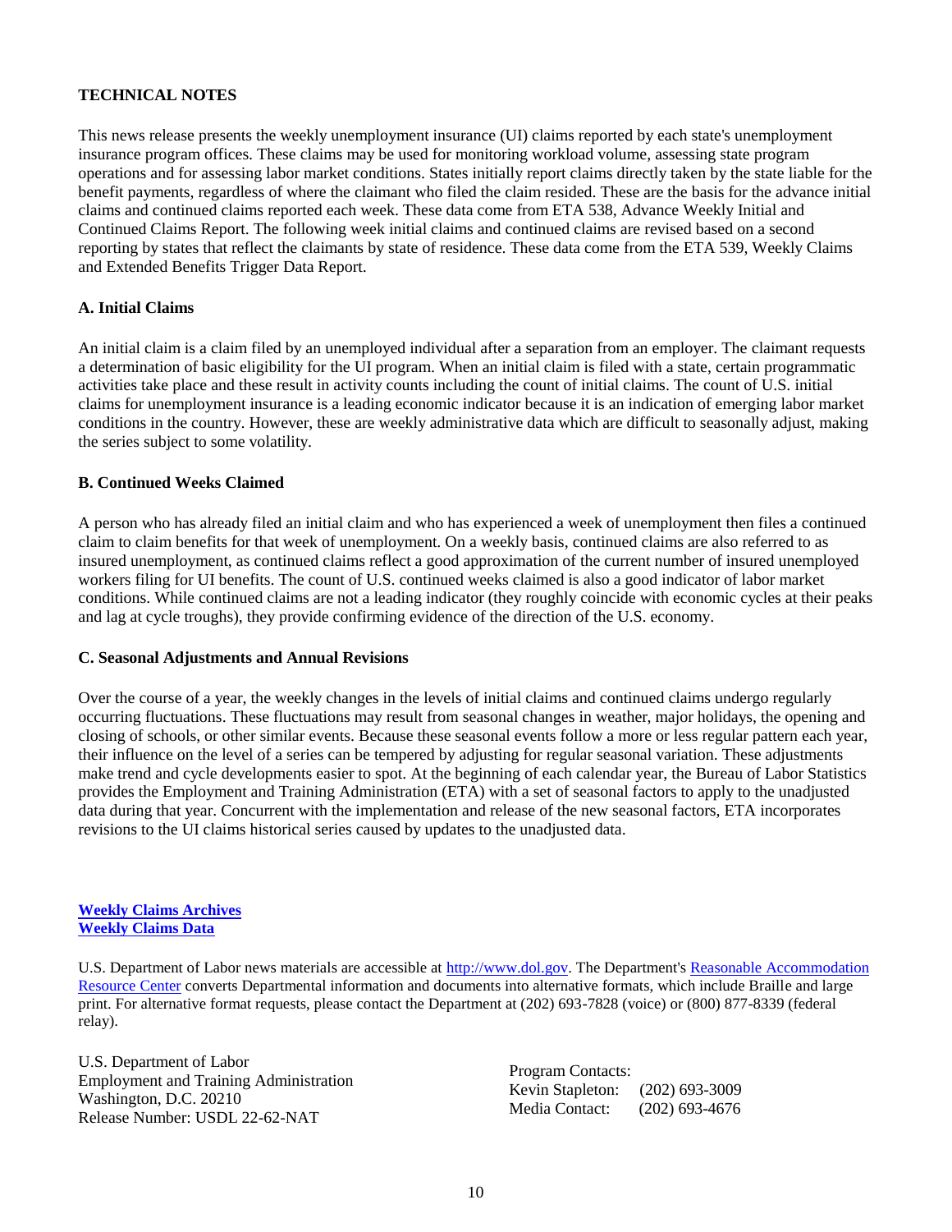## TECHNICAL NOTES

This news release presents the weekly unemployment insurance (UI) claims reported by each state's unemployment insurance program offices. These claims may be used for monitoring workload volume, assessing state program operations and for assessing labor market conditions. States initially report claims directly taken by the state liable for the benefit payments, regardless of where the claimant who filed the claim resided. These are the basis for the advance initial claims and continued claims reported each week. These data come from ETA 538, Advance Weekly Initial and Continued Claims Report. The following week initial claims and continued claims are revised based on a second reporting by states that reflect the claimants by state of residence. These data come from the ETA 539, Weekly Claims and Extended Benefits Trigger Data Report.

### A. Initial Claims

An initial claim is a claim filed by an unemployed individual after a separation from an employer. The claimant requests a determination of basic eligibility for the UI program. When an initial claim is filed with a state, certain programmatic activities take place and these result in activity counts including the count of initial claims. The count of U.S. initial claims for unemployment insurance is a leading economic indicator because it is an indication of emerging labor market conditions in the country. However, these are weekly administrative data which are difficult to seasonally adjust, making the series subject to some volatility.

### B. Continued Weeks Claimed

A person who has already filed an initial claim and who has experienced a week of unemployment then files a continued claim to claim benefits for that week of unemployment. On a weekly basis, continued claims are also referred to as insured unemployment, as continued claims reflect a good approximation of the current number of insured unemployed workers filing for UI benefits. The count of U.S. continued weeks claimed is also a good indicator of labor market conditions. While continued claims are not a leading indicator (they roughly coincide with economic cycles at their peaks and lag at cycle troughs), they provide confirming evidence of the direction of the U.S. economy.

### C. Seasonal Adjustments and Annual Revisions

Over the course of a year, the weekly changes in the levels of initial claims and continued claims undergo regularly occurring fluctuations. These fluctuations may result from seasonal changes in weather, major holidays, the opening and closing of schools, or other similar events. Because these seasonal events follow a more or less regular pattern each year, their influence on the level of a series can be tempered by adjusting for regular seasonal variation. These adjustments make trend and cycle developments easier to spot. At the beginning of each calendar year, the Bureau of Labor Statistics provides the Employment and Training Administration (ETA) with a set of seasonal factors to apply to the unadjusted data during that year. Concurrent with the implementation and release of the new seasonal factors, ETA incorporates revisions to the UI claims historical series caused by updates to the unadjusted data.

**Weekly Claims Archives**
**Weekly Claims Data**

U.S. Department of Labor news materials are accessible at http://www.dol.gov. The Department's Reasonable Accommodation Resource Center converts Departmental information and documents into alternative formats, which include Braille and large print. For alternative format requests, please contact the Department at (202) 693-7828 (voice) or (800) 877-8339 (federal relay).

U.S. Department of Labor
Employment and Training Administration
Washington, D.C. 20210
Release Number: USDL 22-62-NAT

Program Contacts:
Kevin Stapleton: (202) 693-3009
Media Contact: (202) 693-4676